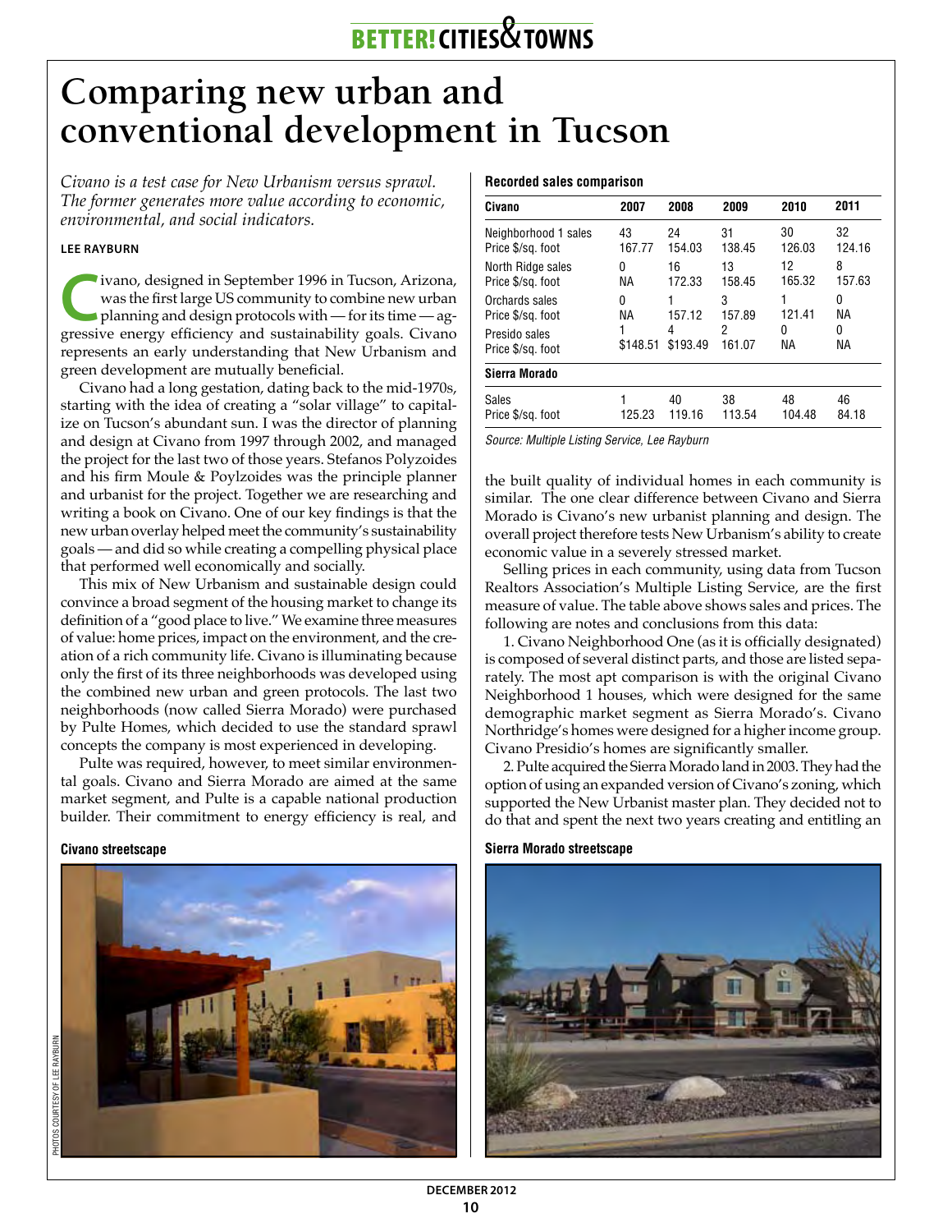# Comparing new urban and conventional development in Tucson

*Civano is a test case for New Urbanism versus sprawl. The former generates more value according to economic, environmental, and social indicators.*

**LEE RAYBURN**

Civano, designed in September 1996 in Tucson, Arizona, was the first large US community to combine new urban planning and design protocols with — for its time — aggressive energy efficiency and sustainability goals. Civano represents an early understanding that New Urbanism and green development are mutually beneficial.

Civano had a long gestation, dating back to the mid-1970s, starting with the idea of creating a "solar village" to capitalize on Tucson's abundant sun. I was the director of planning and design at Civano from 1997 through 2002, and managed the project for the last two of those years. Stefanos Polyzoides and his firm Moule & Poylzoides was the principle planner and urbanist for the project. Together we are researching and writing a book on Civano. One of our key findings is that the new urban overlay helped meet the community's sustainability goals — and did so while creating a compelling physical place that performed well economically and socially.

This mix of New Urbanism and sustainable design could convince a broad segment of the housing market to change its definition of a "good place to live." We examine three measures of value: home prices, impact on the environment, and the creation of a rich community life. Civano is illuminating because only the first of its three neighborhoods was developed using the combined new urban and green protocols. The last two neighborhoods (now called Sierra Morado) were purchased by Pulte Homes, which decided to use the standard sprawl concepts the company is most experienced in developing.

Pulte was required, however, to meet similar environmental goals. Civano and Sierra Morado are aimed at the same market segment, and Pulte is a capable national production builder. Their commitment to energy efficiency is real, and the built quality of individual homes in each community is similar. The one clear difference between Civano and Sierra Morado is Civano's new urbanist planning and design. The overall project therefore tests New Urbanism's ability to create economic value in a severely stressed market.

**Recorded sales comparison**

| Civano | 2007 | 2008 | 2009 | 2010 | 2011 |
|---|---|---|---|---|---|
| Neighborhood 1 sales | 43 | 24 | 31 | 30 | 32 |
| Price $/sq. foot | 167.77 | 154.03 | 138.45 | 126.03 | 124.16 |
| North Ridge sales | 0 | 16 | 13 | 12 | 8 |
| Price $/sq. foot | NA | 172.33 | 158.45 | 165.32 | 157.63 |
| Orchards sales | 0 | 1 | 3 | 1 | 0 |
| Price $/sq. foot | NA | 157.12 | 157.89 | 121.41 | NA |
| Presido sales | 1 | 4 | 2 | 0 | 0 |
| Price $/sq. foot | $148.51 | $193.49 | 161.07 | NA | NA |
| **Sierra Morado** | | | | | |
| Sales | 1 | 40 | 38 | 48 | 46 |
| Price $/sq. foot | 125.23 | 119.16 | 113.54 | 104.48 | 84.18 |

*Source: Multiple Listing Service, Lee Rayburn*

Selling prices in each community, using data from Tucson Realtors Association's Multiple Listing Service, are the first measure of value. The table above shows sales and prices. The following are notes and conclusions from this data:

1. Civano Neighborhood One (as it is officially designated) is composed of several distinct parts, and those are listed separately. The most apt comparison is with the original Civano Neighborhood 1 houses, which were designed for the same demographic market segment as Sierra Morado's. Civano Northridge's homes were designed for a higher income group. Civano Presidio's homes are significantly smaller.

2. Pulte acquired the Sierra Morado land in 2003. They had the option of using an expanded version of Civano's zoning, which supported the New Urbanist master plan. They decided not to do that and spent the next two years creating and entitling an

**Civano streetscape**

PHOTOS COURTESY OF LEE RAYBURN

**Sierra Morado streetscape**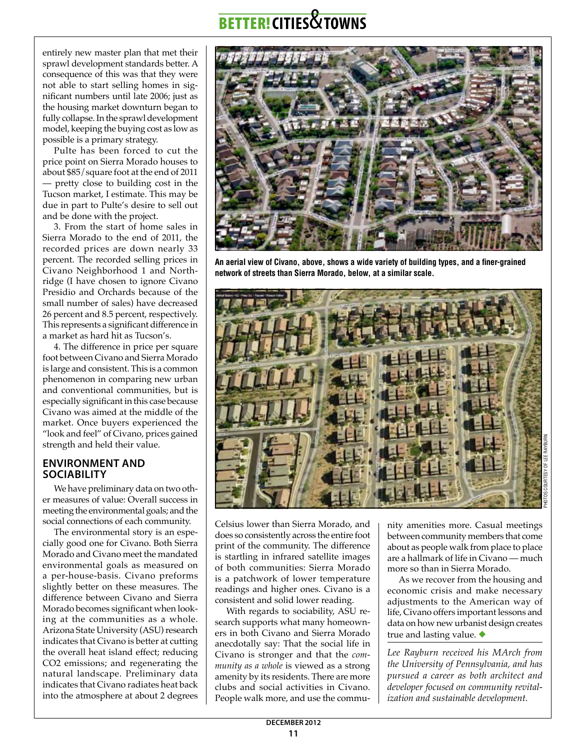entirely new master plan that met their sprawl development standards better. A consequence of this was that they were not able to start selling homes in significant numbers until late 2006; just as the housing market downturn began to fully collapse. In the sprawl development model, keeping the buying cost as low as possible is a primary strategy.

Pulte has been forced to cut the price point on Sierra Morado houses to about $85/square foot at the end of 2011 — pretty close to building cost in the Tucson market, I estimate. This may be due in part to Pulte's desire to sell out and be done with the project.

3. From the start of home sales in Sierra Morado to the end of 2011, the recorded prices are down nearly 33 percent. The recorded selling prices in Civano Neighborhood 1 and Northridge (I have chosen to ignore Civano Presidio and Orchards because of the small number of sales) have decreased 26 percent and 8.5 percent, respectively. This represents a significant difference in a market as hard hit as Tucson's.

4. The difference in price per square foot between Civano and Sierra Morado is large and consistent. This is a common phenomenon in comparing new urban and conventional communities, but is especially significant in this case because Civano was aimed at the middle of the market. Once buyers experienced the "look and feel" of Civano, prices gained strength and held their value.

**An aerial view of Civano, above, shows a wide variety of building types, and a finer-grained network of streets than Sierra Morado, below, at a similar scale.**

PHOTOS COURTESY OF LEE RAYBURN

## ENVIRONMENT AND SOCIABILITY

We have preliminary data on two other measures of value: Overall success in meeting the environmental goals; and the social connections of each community.

The environmental story is an especially good one for Civano. Both Sierra Morado and Civano meet the mandated environmental goals as measured on a per-house-basis. Civano preforms slightly better on these measures. The difference between Civano and Sierra Morado becomes significant when looking at the communities as a whole. Arizona State University (ASU) research indicates that Civano is better at cutting the overall heat island effect; reducing $CO_2$ emissions; and regenerating the natural landscape. Preliminary data indicates that Civano radiates heat back into the atmosphere at about 2 degrees Celsius lower than Sierra Morado, and does so consistently across the entire foot print of the community. The difference is startling in infrared satellite images of both communities: Sierra Morado is a patchwork of lower temperature readings and higher ones. Civano is a consistent and solid lower reading.

With regards to sociability, ASU research supports what many homeowners in both Civano and Sierra Morado anecdotally say: That the social life in Civano is stronger and that the *community as a whole* is viewed as a strong amenity by its residents. There are more clubs and social activities in Civano. People walk more, and use the community amenities more. Casual meetings between community members that come about as people walk from place to place are a hallmark of life in Civano — much more so than in Sierra Morado.

As we recover from the housing and economic crisis and make necessary adjustments to the American way of life, Civano offers important lessons and data on how new urbanist design creates true and lasting value. ◆

*Lee Rayburn received his MArch from the University of Pennsylvania, and has pursued a career as both architect and developer focused on community revitalization and sustainable development.*